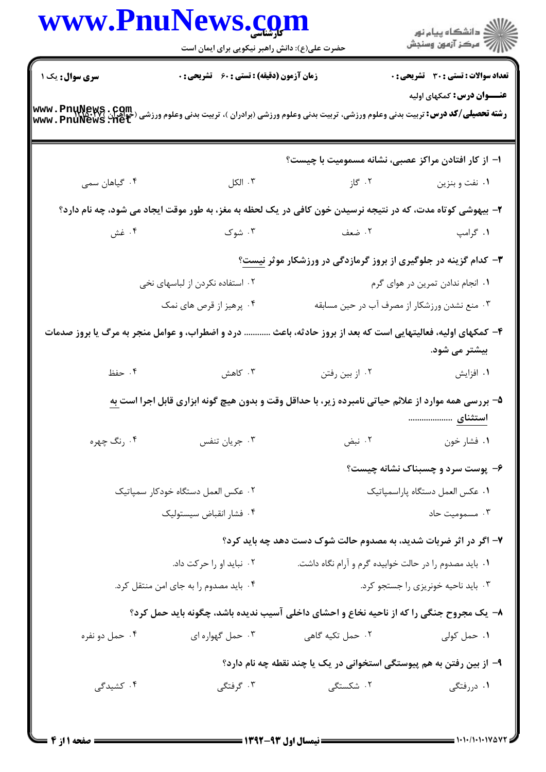**سری سوال:** یک ۱

**زمان آزمون (دقیقه) : تستی : ۶۰ تشریحی : ۰**

**تعداد سوالات : تستی : ۳۰ تشریحی : ۰**

**عنـــوان درس:** کمکهای اولیه

**رشته تحصیلی/کد درس:** تربیت بدنی وعلوم ورزشی، تربیت بدنی وعلوم ورزشی (برادران )، تربیت بدنی وعلوم ورزشی (خواهران) ۱۱۱۵۰۲۷

۱- از کار افتادن مراکز عصبی، نشانه مسمومیت با چیست؟

۱. نفت و بنزین
۲. گاز
۳. الکل
۴. گیاهان سمی

۲- بیهوشی کوتاه مدت، که در نتیجه نرسیدن خون کافی در یک لحظه به مغز، به طور موقت ایجاد می شود، چه نام دارد؟

۱. گرامپ
۲. ضعف
۳. شوک
۴. غش

۳- کدام گزینه در جلوگیری از بروز گرمازدگی در ورزشکار موثر نیست؟

۱. انجام ندادن تمرین در هوای گرم
۲. استفاده نکردن از لباسهای نخی
۳. منع نشدن ورزشکار از مصرف آب در حین مسابقه
۴. پرهیز از قرص های نمک

۴- کمکهای اولیه، فعالیتهایی است که بعد از بروز حادثه، باعث ............ درد و اضطراب، و عوامل منجر به مرگ یا بروز صدمات بیشتر می شود.

۱. افزایش
۲. از بین رفتن
۳. کاهش
۴. حفظ

۵- بررسی همه موارد از علائم حیاتی نامبرده زیر، با حداقل وقت و بدون هیچ گونه ابزاری قابل اجرا است به استثنای ...................

۱. فشار خون
۲. نبض
۳. جریان تنفس
۴. رنگ چهره

۶- پوست سرد و چسبناک نشانه چیست؟

۱. عکس العمل دستگاه پاراسمپاتیک
۲. عکس العمل دستگاه خودکار سمپاتیک
۳. مسمومیت حاد
۴. فشار انقباض سیستولیک

۷- اگر در اثر ضربات شدید، به مصدوم حالت شوک دست دهد چه باید کرد؟

۱. باید مصدوم را در حالت خوابیده گرم و آرام نگاه داشت.
۲. نباید او را حرکت داد.
۳. باید ناحیه خونریزی را جستجو کرد.
۴. باید مصدوم را به جای امن منتقل کرد.

۸- یک مجروح جنگی را که از ناحیه نخاع و احشای داخلی آسیب ندیده باشد، چگونه باید حمل کرد؟

۱. حمل کولی
۲. حمل تکیه گاهی
۳. حمل گهواره ای
۴. حمل دو نفره

۹- از بین رفتن به هم پیوستگی استخوانی در یک یا چند نقطه چه نام دارد؟

۱. دررفتگی
۲. شکستگی
۳. گرفتگی
۴. کشیدگی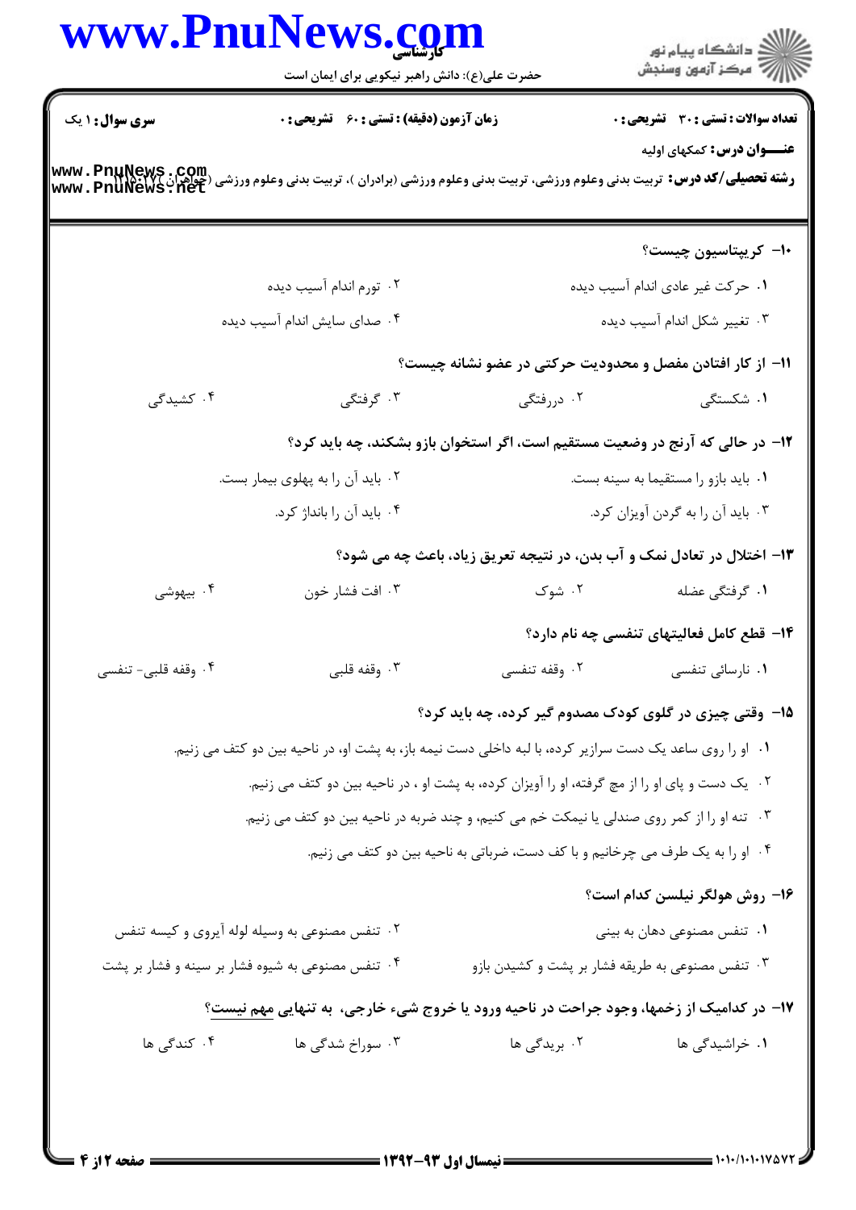**سری سوال:** ۱ یک

**زمان آزمون (دقیقه) : تستی :** ۶۰ **تشریحی :** ۰

**تعداد سوالات : تستی :** ۳۰ **تشریحی :** ۰

**عنـــوان درس:** کمکهای اولیه

**رشته تحصیلی/کد درس:** تربیت بدنی وعلوم ورزشی، تربیت بدنی وعلوم ورزشی (برادران )، تربیت بدنی وعلوم ورزشی (خواهران) ۱۲۱۵۰۲۷

۱۰- کریپتاسیون چیست؟

۱. حرکت غیر عادی اندام آسیب دیده
۲. تورم اندام آسیب دیده
۳. تغییر شکل اندام آسیب دیده
۴. صدای سایش اندام آسیب دیده

۱۱- از کار افتادن مفصل و محدودیت حرکتی در عضو نشانه چیست؟

۱. شکستگی
۲. دررفتگی
۳. گرفتگی
۴. کشیدگی

۱۲- در حالی که آرنج در وضعیت مستقیم است، اگر استخوان بازو بشکند، چه باید کرد؟

۱. باید بازو را مستقیما به سینه بست.
۲. باید آن را به پهلوی بیمار بست.
۳. باید آن را به گردن آویزان کرد.
۴. باید آن را بانداژ کرد.

۱۳- اختلال در تعادل نمک و آب بدن، در نتیجه تعریق زیاد، باعث چه می شود؟

۱. گرفتگی عضله
۲. شوک
۳. افت فشار خون
۴. بیهوشی

۱۴- قطع کامل فعالیتهای تنفسی چه نام دارد؟

۱. نارسائی تنفسی
۲. وقفه تنفسی
۳. وقفه قلبی
۴. وقفه قلبی- تنفسی

۱۵- وقتی چیزی در گلوی کودک مصدوم گیر کرده، چه باید کرد؟

۱. او را روی ساعد یک دست سرازیر کرده، با لبه داخلی دست نیمه باز، به پشت او، در ناحیه بین دو کتف می زنیم.
۲. یک دست و پای او را از مچ گرفته، او را آویزان کرده، به پشت او ، در ناحیه بین دو کتف می زنیم.
۳. تنه او را از کمر روی صندلی یا نیمکت خم می کنیم، و چند ضربه در ناحیه بین دو کتف می زنیم.
۴. او را به یک طرف می چرخانیم و با کف دست، ضرباتی به ناحیه بین دو کتف می زنیم.

۱۶- روش هولگر نیلسن کدام است؟

۱. تنفس مصنوعی دهان به بینی
۲. تنفس مصنوعی به وسیله لوله آیروی و کیسه تنفس
۳. تنفس مصنوعی به طریقه فشار بر پشت و کشیدن بازو
۴. تنفس مصنوعی به شیوه فشار بر سینه و فشار بر پشت

۱۷- در کدامیک از زخمها، وجود جراحت در ناحیه ورود یا خروج شیء خارجی، به تنهایی مهم نیست؟

۱. خراشیدگی ها
۲. بریدگی ها
۳. سوراخ شدگی ها
۴. کندگی ها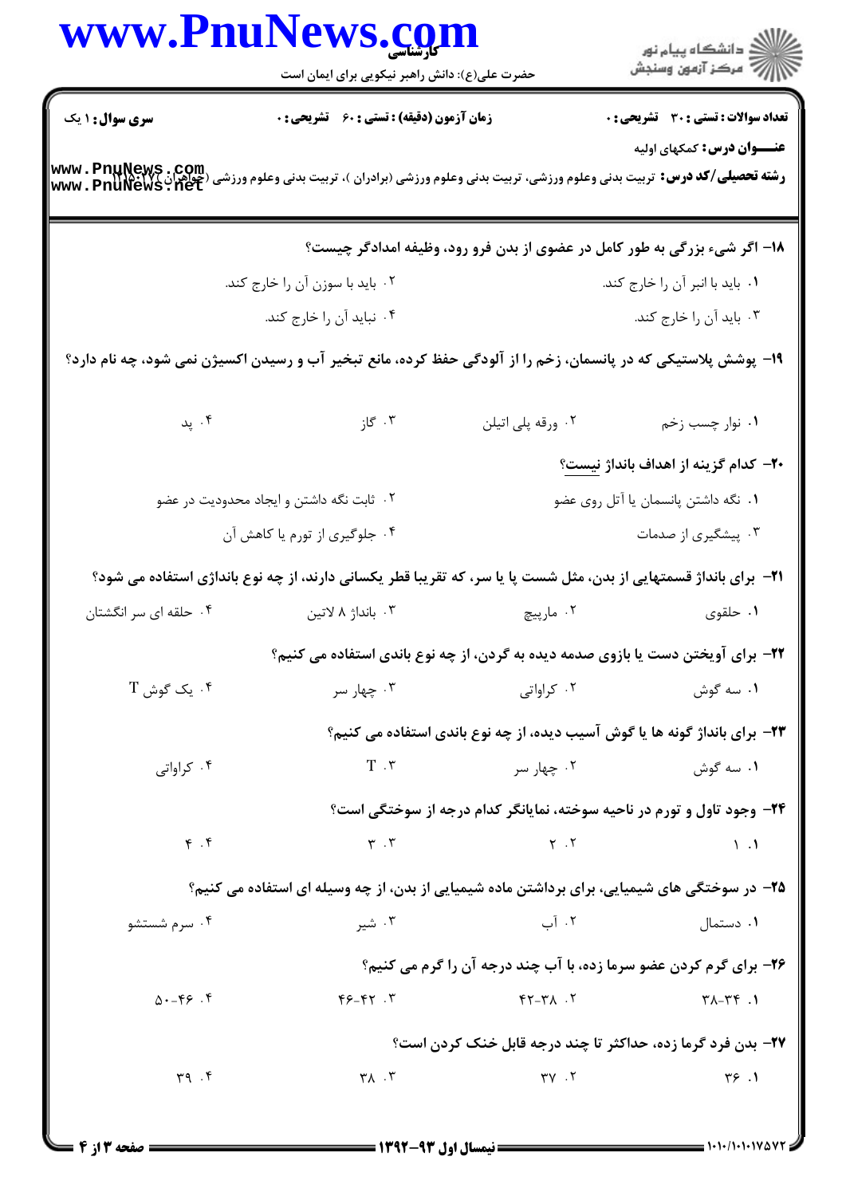**سری سوال:** ۱ یک

**زمان آزمون (دقیقه) : تستی : ۶۰ تشریحی : ۰**

**تعداد سوالات : تستی : ۳۰ تشریحی : ۰**

**عنـــوان درس:** کمکهای اولیه

**رشته تحصیلی/کد درس:** تربیت بدنی وعلوم ورزشی، تربیت بدنی وعلوم ورزشی (برادران )، تربیت بدنی وعلوم ورزشی (خواهران )۱۲۱۵۰۲۷

۱۸- اگر شیء بزرگی به طور کامل در عضوی از بدن فرو رود، وظیفه امدادگر چیست؟

۱. باید با انبر آن را خارج کند.
۲. باید با سوزن آن را خارج کند.
۳. باید آن را خارج کند.
۴. نباید آن را خارج کند.

۱۹- پوشش پلاستیکی که در پانسمان، زخم را از آلودگی حفظ کرده، مانع تبخیر آب و رسیدن اکسیژن نمی شود، چه نام دارد؟

۱. نوار چسب زخم
۲. ورقه پلی اتیلن
۳. گاز
۴. پد

۲۰- کدام گزینه از اهداف بانداژ نیست؟

۱. نگه داشتن پانسمان یا آتل روی عضو
۲. ثابت نگه داشتن و ایجاد محدودیت در عضو
۳. پیشگیری از صدمات
۴. جلوگیری از تورم یا کاهش آن

۲۱- برای بانداژ قسمتهایی از بدن، مثل شست پا یا سر، که تقریبا قطر یکسانی دارند، از چه نوع بانداژی استفاده می شود؟

۱. حلقوی
۲. مارپیچ
۳. بانداژ ۸ لاتین
۴. حلقه ای سر انگشتان

۲۲- برای آویختن دست یا بازوی صدمه دیده به گردن، از چه نوع باندی استفاده می کنیم؟

۱. سه گوش
۲. کراواتی
۳. چهار سر
۴. یک گوش T

۲۳- برای بانداژ گونه ها یا گوش آسیب دیده، از چه نوع باندی استفاده می کنیم؟

۱. سه گوش
۲. چهار سر
۳. T
۴. کراواتی

۲۴- وجود تاول و تورم در ناحیه سوخته، نمایانگر کدام درجه از سوختگی است؟

۱. ۱
۲. ۲
۳. ۳
۴. ۴

۲۵- در سوختگی های شیمیایی، برای برداشتن ماده شیمیایی از بدن، از چه وسیله ای استفاده می کنیم؟

۱. دستمال
۲. آب
۳. شیر
۴. سرم شستشو

۲۶- برای گرم کردن عضو سرما زده، با آب چند درجه آن را گرم می کنیم؟

۱. ۳۴-۳۸
۲. ۳۸-۴۲
۳. ۴۲-۴۶
۴. ۴۶-۵۰

۲۷- بدن فرد گرما زده، حداکثر تا چند درجه قابل خنک کردن است؟

۱. ۳۶
۲. ۳۷
۳. ۳۸
۴. ۳۹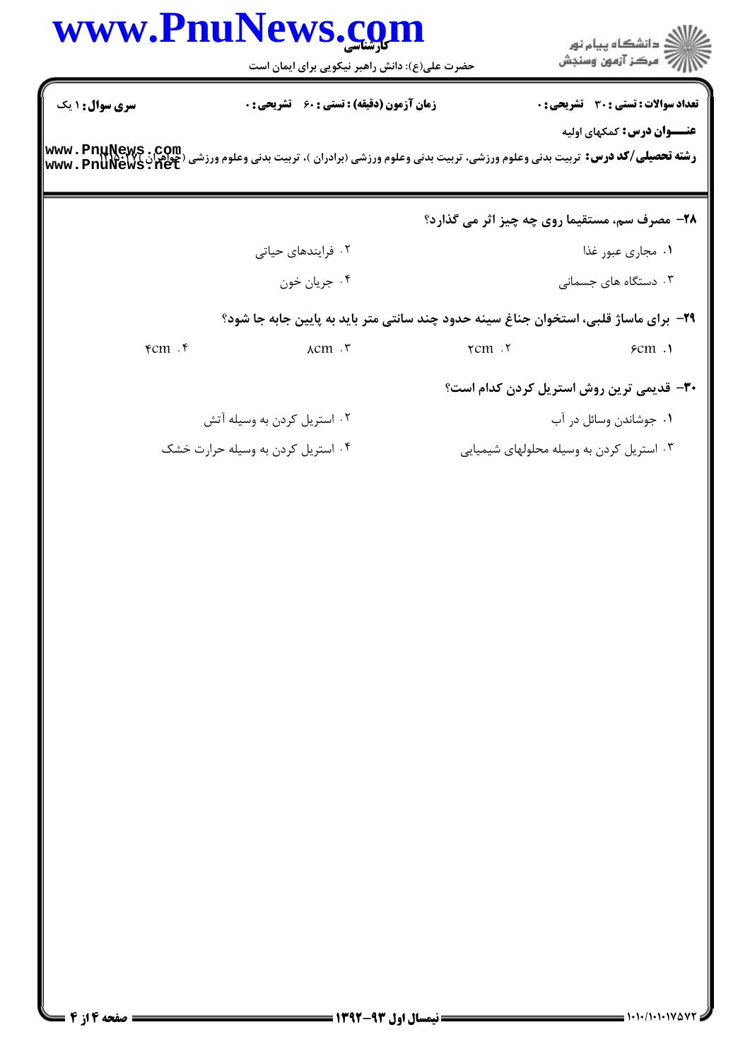**سری سوال:** ۱ یک | **زمان آزمون (دقیقه) : تستی :** ۶۰ **تشریحی :** ۰ | **تعداد سوالات : تستی :** ۳۰ **تشریحی :** ۰

**عنـــوان درس:** کمکهای اولیه

**رشته تحصیلی/کد درس:** تربیت بدنی وعلوم ورزشی، تربیت بدنی وعلوم ورزشی (برادران )، تربیت بدنی وعلوم ورزشی (خواهران )۱۲۱۵۰۲۷

**۲۸- مصرف سم، مستقیما روی چه چیز اثر می گذارد؟**

۱. مجاری عبور غذا

۲. فرایندهای حیاتی

۳. دستگاه های جسمانی

۴. جریان خون

**۲۹- برای ماساژ قلبی، استخوان جناغ سینه حدود چند سانتی متر باید به پایین جابه جا شود؟**

۱. ۶cm

۲. ۲cm

۳. ۸cm

۴. ۴cm

**۳۰- قدیمی ترین روش استریل کردن کدام است؟**

۱. جوشاندن وسائل در آب

۲. استریل کردن به وسیله آتش

۳. استریل کردن به وسیله محلولهای شیمیایی

۴. استریل کردن به وسیله حرارت خشک